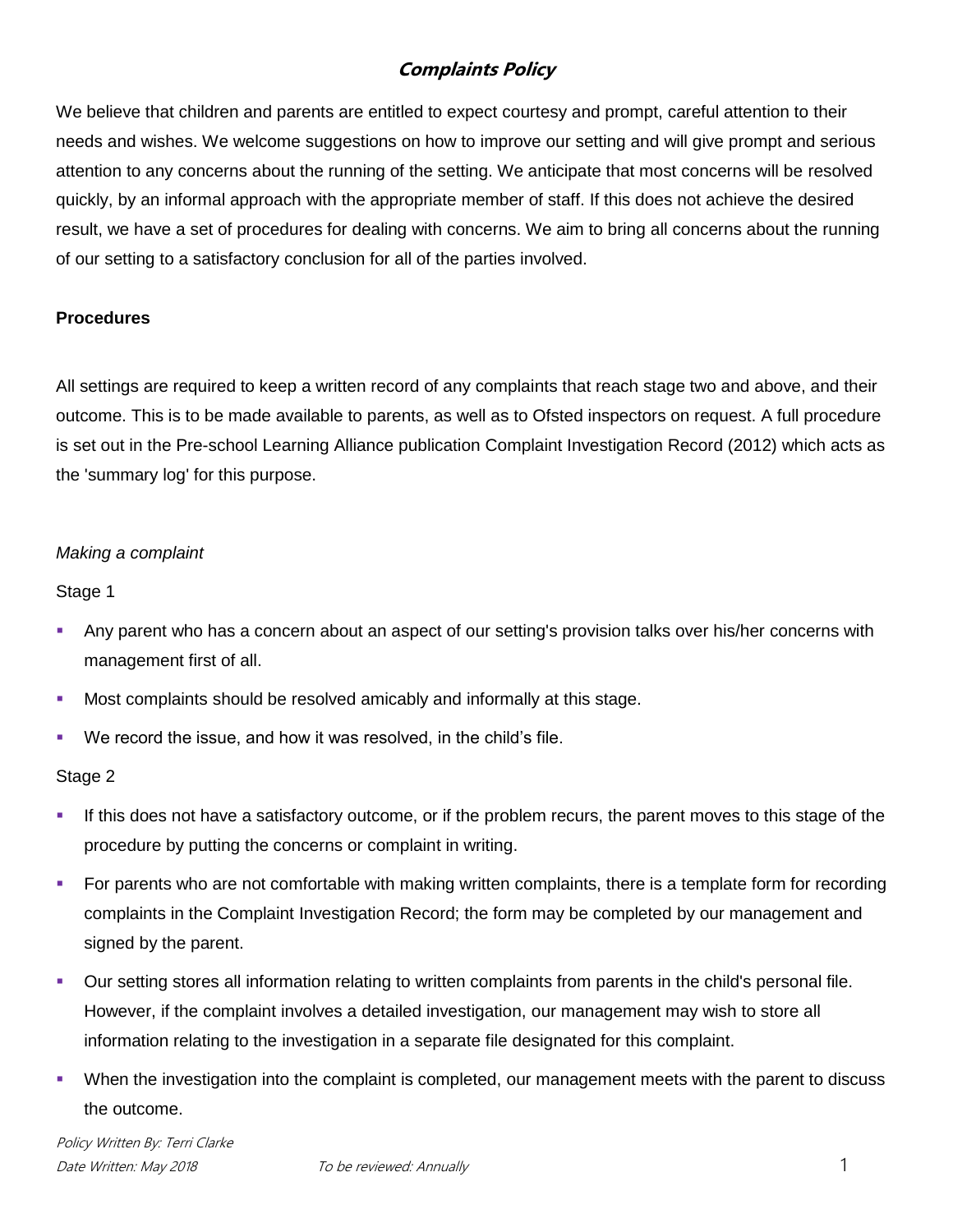# ***Complaints Policy***

We believe that children and parents are entitled to expect courtesy and prompt, careful attention to their needs and wishes. We welcome suggestions on how to improve our setting and will give prompt and serious attention to any concerns about the running of the setting. We anticipate that most concerns will be resolved quickly, by an informal approach with the appropriate member of staff. If this does not achieve the desired result, we have a set of procedures for dealing with concerns. We aim to bring all concerns about the running of our setting to a satisfactory conclusion for all of the parties involved.

**Procedures**

All settings are required to keep a written record of any complaints that reach stage two and above, and their outcome. This is to be made available to parents, as well as to Ofsted inspectors on request. A full procedure is set out in the Pre-school Learning Alliance publication Complaint Investigation Record (2012) which acts as the 'summary log' for this purpose.

*Making a complaint*

Stage 1

- Any parent who has a concern about an aspect of our setting's provision talks over his/her concerns with management first of all.
- Most complaints should be resolved amicably and informally at this stage.
- We record the issue, and how it was resolved, in the child's file.

Stage 2

- If this does not have a satisfactory outcome, or if the problem recurs, the parent moves to this stage of the procedure by putting the concerns or complaint in writing.
- For parents who are not comfortable with making written complaints, there is a template form for recording complaints in the Complaint Investigation Record; the form may be completed by our management and signed by the parent.
- Our setting stores all information relating to written complaints from parents in the child's personal file. However, if the complaint involves a detailed investigation, our management may wish to store all information relating to the investigation in a separate file designated for this complaint.
- When the investigation into the complaint is completed, our management meets with the parent to discuss the outcome.

*Policy Written By: Terri Clarke*
*Date Written: May 2018* *To be reviewed: Annually*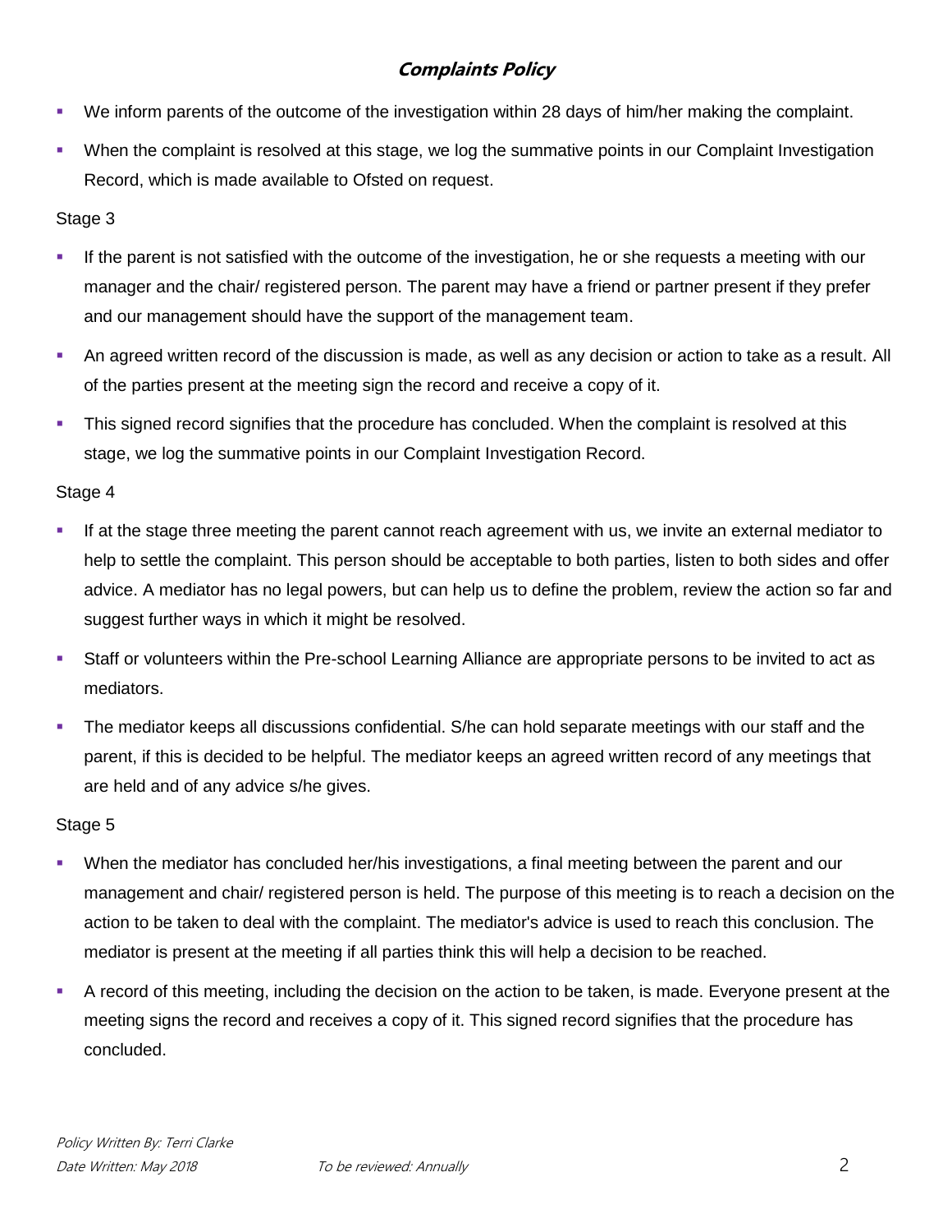- We inform parents of the outcome of the investigation within 28 days of him/her making the complaint.
- When the complaint is resolved at this stage, we log the summative points in our Complaint Investigation Record, which is made available to Ofsted on request.

Stage 3

- If the parent is not satisfied with the outcome of the investigation, he or she requests a meeting with our manager and the chair/ registered person. The parent may have a friend or partner present if they prefer and our management should have the support of the management team.
- An agreed written record of the discussion is made, as well as any decision or action to take as a result. All of the parties present at the meeting sign the record and receive a copy of it.
- This signed record signifies that the procedure has concluded. When the complaint is resolved at this stage, we log the summative points in our Complaint Investigation Record.

Stage 4

- If at the stage three meeting the parent cannot reach agreement with us, we invite an external mediator to help to settle the complaint. This person should be acceptable to both parties, listen to both sides and offer advice. A mediator has no legal powers, but can help us to define the problem, review the action so far and suggest further ways in which it might be resolved.
- Staff or volunteers within the Pre-school Learning Alliance are appropriate persons to be invited to act as mediators.
- The mediator keeps all discussions confidential. S/he can hold separate meetings with our staff and the parent, if this is decided to be helpful. The mediator keeps an agreed written record of any meetings that are held and of any advice s/he gives.

Stage 5

- When the mediator has concluded her/his investigations, a final meeting between the parent and our management and chair/ registered person is held. The purpose of this meeting is to reach a decision on the action to be taken to deal with the complaint. The mediator's advice is used to reach this conclusion. The mediator is present at the meeting if all parties think this will help a decision to be reached.
- A record of this meeting, including the decision on the action to be taken, is made. Everyone present at the meeting signs the record and receives a copy of it. This signed record signifies that the procedure has concluded.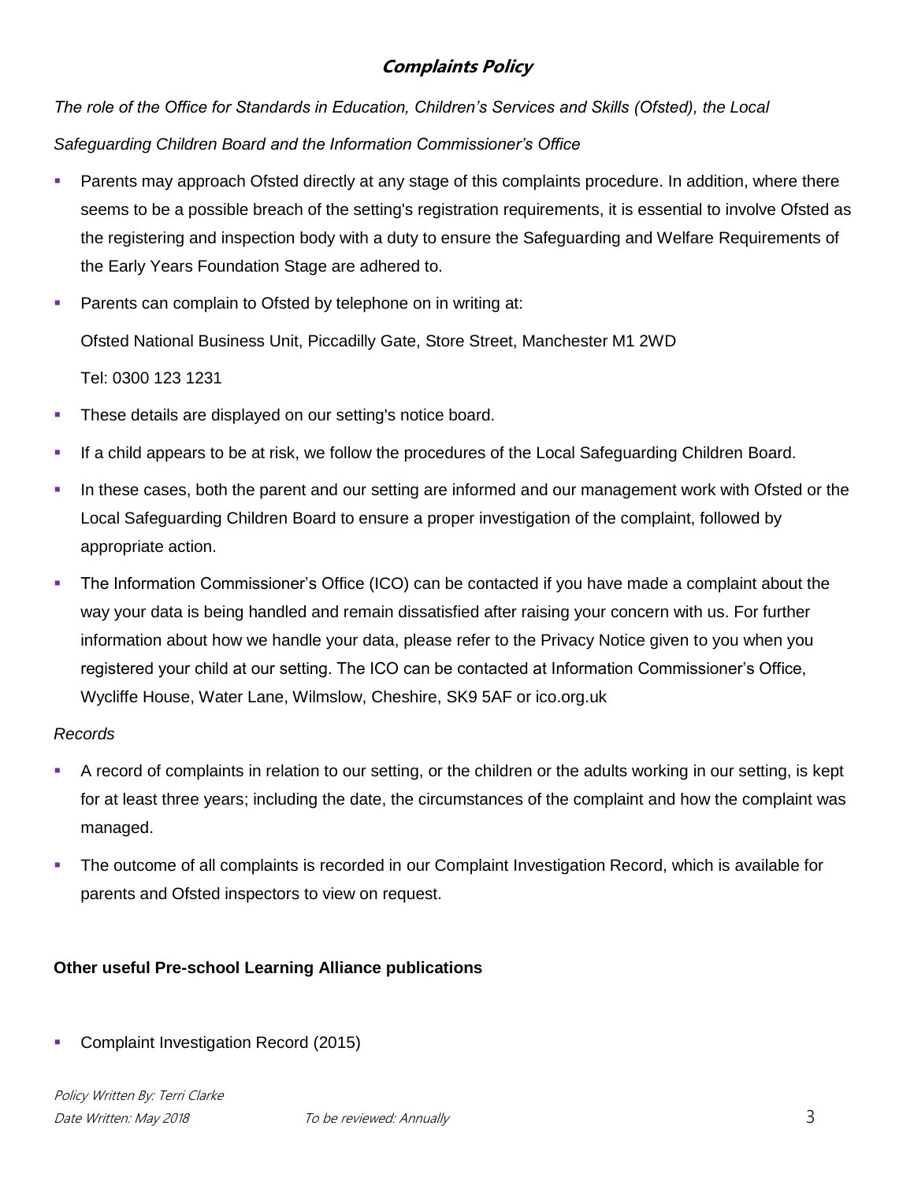# Complaints Policy

*The role of the Office for Standards in Education, Children's Services and Skills (Ofsted), the Local Safeguarding Children Board and the Information Commissioner's Office*

- Parents may approach Ofsted directly at any stage of this complaints procedure. In addition, where there seems to be a possible breach of the setting's registration requirements, it is essential to involve Ofsted as the registering and inspection body with a duty to ensure the Safeguarding and Welfare Requirements of the Early Years Foundation Stage are adhered to.
- Parents can complain to Ofsted by telephone on in writing at:

  Ofsted National Business Unit, Piccadilly Gate, Store Street, Manchester M1 2WD

  Tel: 0300 123 1231
- These details are displayed on our setting's notice board.
- If a child appears to be at risk, we follow the procedures of the Local Safeguarding Children Board.
- In these cases, both the parent and our setting are informed and our management work with Ofsted or the Local Safeguarding Children Board to ensure a proper investigation of the complaint, followed by appropriate action.
- The Information Commissioner's Office (ICO) can be contacted if you have made a complaint about the way your data is being handled and remain dissatisfied after raising your concern with us. For further information about how we handle your data, please refer to the Privacy Notice given to you when you registered your child at our setting. The ICO can be contacted at Information Commissioner's Office, Wycliffe House, Water Lane, Wilmslow, Cheshire, SK9 5AF or ico.org.uk

*Records*

- A record of complaints in relation to our setting, or the children or the adults working in our setting, is kept for at least three years; including the date, the circumstances of the complaint and how the complaint was managed.
- The outcome of all complaints is recorded in our Complaint Investigation Record, which is available for parents and Ofsted inspectors to view on request.

**Other useful Pre-school Learning Alliance publications**

- Complaint Investigation Record (2015)

*Policy Written By: Terri Clarke*

*Date Written: May 2018* *To be reviewed: Annually*